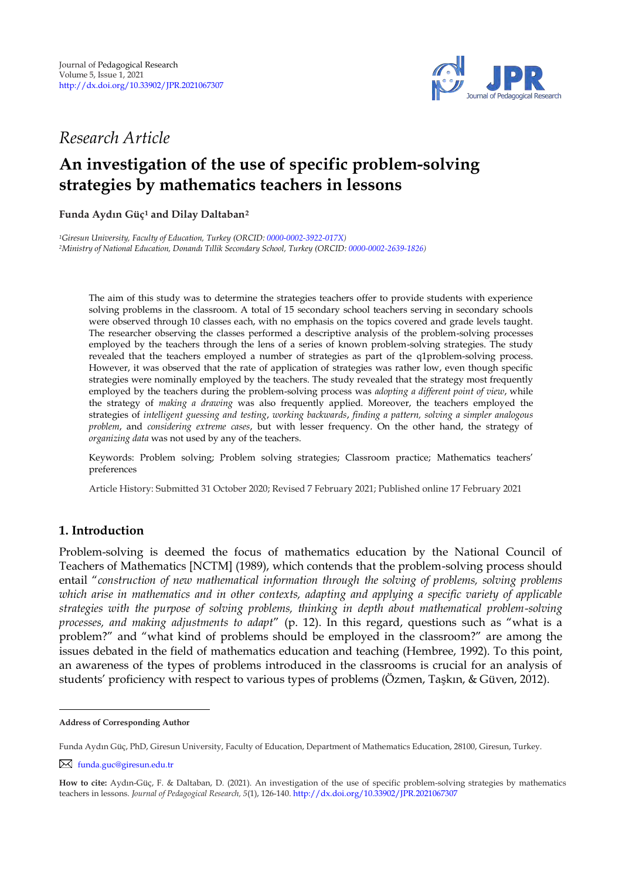Journal of Pedagogical Research
Volume 5, Issue 1, 2021
http://dx.doi.org/10.33902/JPR.2021067307

*Research Article*

# An investigation of the use of specific problem-solving strategies by mathematics teachers in lessons

**Funda Aydın Güç[1] and Dilay Daltaban[2]**

[1]*Giresun University, Faculty of Education, Turkey (ORCID: 0000-0002-3922-017X)*
[2]*Ministry of National Education, Donandı Tıllik Secondary School, Turkey (ORCID: 0000-0002-2639-1826)*

The aim of this study was to determine the strategies teachers offer to provide students with experience solving problems in the classroom. A total of 15 secondary school teachers serving in secondary schools were observed through 10 classes each, with no emphasis on the topics covered and grade levels taught. The researcher observing the classes performed a descriptive analysis of the problem-solving processes employed by the teachers through the lens of a series of known problem-solving strategies. The study revealed that the teachers employed a number of strategies as part of the q1problem-solving process. However, it was observed that the rate of application of strategies was rather low, even though specific strategies were nominally employed by the teachers. The study revealed that the strategy most frequently employed by the teachers during the problem-solving process was *adopting a different point of view*, while the strategy of *making a drawing* was also frequently applied. Moreover, the teachers employed the strategies of *intelligent guessing and testing*, *working backwards*, *finding a pattern, solving a simpler analogous problem*, and *considering extreme cases*, but with lesser frequency. On the other hand, the strategy of *organizing data* was not used by any of the teachers.

Keywords: Problem solving; Problem solving strategies; Classroom practice; Mathematics teachers' preferences

Article History: Submitted 31 October 2020; Revised 7 February 2021; Published online 17 February 2021

## 1. Introduction

Problem-solving is deemed the focus of mathematics education by the National Council of Teachers of Mathematics [NCTM] (1989), which contends that the problem-solving process should entail "*construction of new mathematical information through the solving of problems, solving problems which arise in mathematics and in other contexts, adapting and applying a specific variety of applicable strategies with the purpose of solving problems, thinking in depth about mathematical problem-solving processes, and making adjustments to adapt*" (p. 12). In this regard, questions such as "what is a problem?" and "what kind of problems should be employed in the classroom?" are among the issues debated in the field of mathematics education and teaching (Hembree, 1992). To this point, an awareness of the types of problems introduced in the classrooms is crucial for an analysis of students' proficiency with respect to various types of problems (Özmen, Taşkın, & Güven, 2012).

---

**Address of Corresponding Author**

Funda Aydın Güç, PhD, Giresun University, Faculty of Education, Department of Mathematics Education, 28100, Giresun, Turkey.

funda.guc@giresun.edu.tr

**How to cite:** Aydın-Güç, F. & Daltaban, D. (2021). An investigation of the use of specific problem-solving strategies by mathematics teachers in lessons. *Journal of Pedagogical Research, 5*(1), 126-140. http://dx.doi.org/10.33902/JPR.2021067307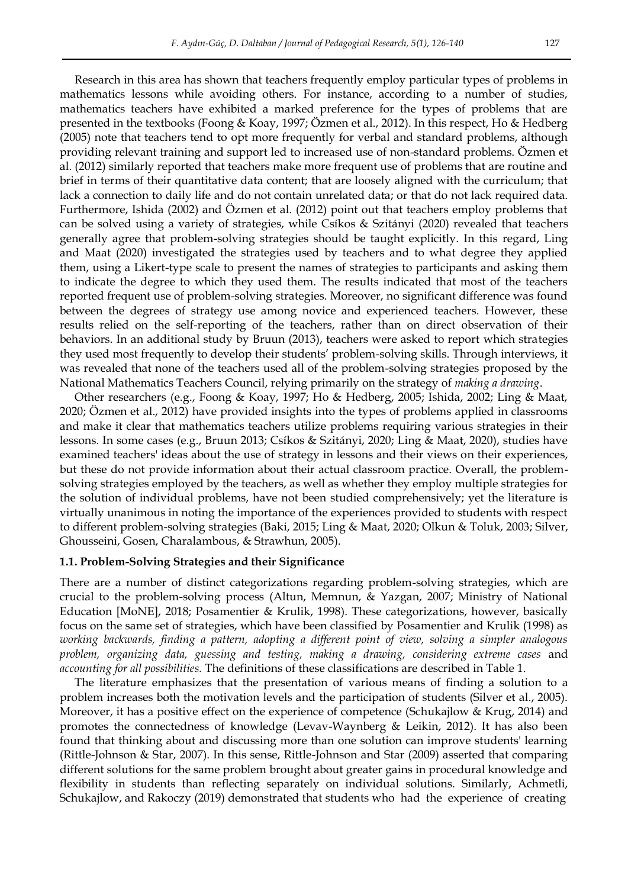Research in this area has shown that teachers frequently employ particular types of problems in mathematics lessons while avoiding others. For instance, according to a number of studies, mathematics teachers have exhibited a marked preference for the types of problems that are presented in the textbooks (Foong & Koay, 1997; Özmen et al., 2012). In this respect, Ho & Hedberg (2005) note that teachers tend to opt more frequently for verbal and standard problems, although providing relevant training and support led to increased use of non-standard problems. Özmen et al. (2012) similarly reported that teachers make more frequent use of problems that are routine and brief in terms of their quantitative data content; that are loosely aligned with the curriculum; that lack a connection to daily life and do not contain unrelated data; or that do not lack required data. Furthermore, Ishida (2002) and Özmen et al. (2012) point out that teachers employ problems that can be solved using a variety of strategies, while Csíkos & Szitányi (2020) revealed that teachers generally agree that problem-solving strategies should be taught explicitly. In this regard, Ling and Maat (2020) investigated the strategies used by teachers and to what degree they applied them, using a Likert-type scale to present the names of strategies to participants and asking them to indicate the degree to which they used them. The results indicated that most of the teachers reported frequent use of problem-solving strategies. Moreover, no significant difference was found between the degrees of strategy use among novice and experienced teachers. However, these results relied on the self-reporting of the teachers, rather than on direct observation of their behaviors. In an additional study by Bruun (2013), teachers were asked to report which strategies they used most frequently to develop their students' problem-solving skills. Through interviews, it was revealed that none of the teachers used all of the problem-solving strategies proposed by the National Mathematics Teachers Council, relying primarily on the strategy of *making a drawing*.

Other researchers (e.g., Foong & Koay, 1997; Ho & Hedberg, 2005; Ishida, 2002; Ling & Maat, 2020; Özmen et al., 2012) have provided insights into the types of problems applied in classrooms and make it clear that mathematics teachers utilize problems requiring various strategies in their lessons. In some cases (e.g., Bruun 2013; Csíkos & Szitányi, 2020; Ling & Maat, 2020), studies have examined teachers' ideas about the use of strategy in lessons and their views on their experiences, but these do not provide information about their actual classroom practice. Overall, the problem-solving strategies employed by the teachers, as well as whether they employ multiple strategies for the solution of individual problems, have not been studied comprehensively; yet the literature is virtually unanimous in noting the importance of the experiences provided to students with respect to different problem-solving strategies (Baki, 2015; Ling & Maat, 2020; Olkun & Toluk, 2003; Silver, Ghousseini, Gosen, Charalambous, & Strawhun, 2005).

### 1.1. Problem-Solving Strategies and their Significance

There are a number of distinct categorizations regarding problem-solving strategies, which are crucial to the problem-solving process (Altun, Memnun, & Yazgan, 2007; Ministry of National Education [MoNE], 2018; Posamentier & Krulik, 1998). These categorizations, however, basically focus on the same set of strategies, which have been classified by Posamentier and Krulik (1998) as *working backwards, finding a pattern, adopting a different point of view, solving a simpler analogous problem, organizing data, guessing and testing, making a drawing, considering extreme cases* and *accounting for all possibilities.* The definitions of these classifications are described in Table 1.

The literature emphasizes that the presentation of various means of finding a solution to a problem increases both the motivation levels and the participation of students (Silver et al., 2005). Moreover, it has a positive effect on the experience of competence (Schukajlow & Krug, 2014) and promotes the connectedness of knowledge (Levav-Waynberg & Leikin, 2012). It has also been found that thinking about and discussing more than one solution can improve students' learning (Rittle-Johnson & Star, 2007). In this sense, Rittle-Johnson and Star (2009) asserted that comparing different solutions for the same problem brought about greater gains in procedural knowledge and flexibility in students than reflecting separately on individual solutions. Similarly, Achmetli, Schukajlow, and Rakoczy (2019) demonstrated that students who had the experience of creating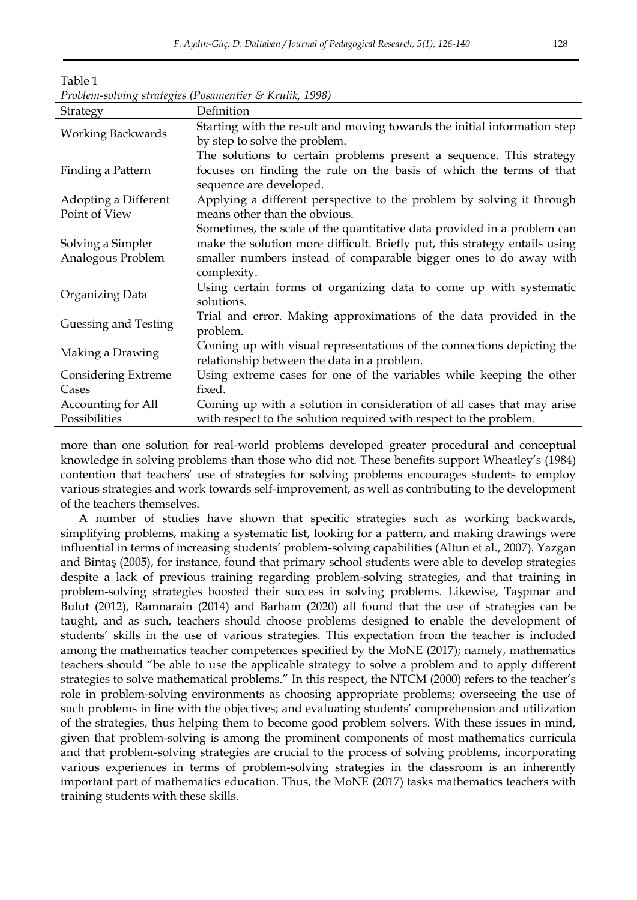Table 1
*Problem-solving strategies (Posamentier & Krulik, 1998)*

| Strategy | Definition |
|---|---|
| Working Backwards | Starting with the result and moving towards the initial information step by step to solve the problem. |
| Finding a Pattern | The solutions to certain problems present a sequence. This strategy focuses on finding the rule on the basis of which the terms of that sequence are developed. |
| Adopting a Different Point of View | Applying a different perspective to the problem by solving it through means other than the obvious. |
| Solving a Simpler Analogous Problem | Sometimes, the scale of the quantitative data provided in a problem can make the solution more difficult. Briefly put, this strategy entails using smaller numbers instead of comparable bigger ones to do away with complexity. |
| Organizing Data | Using certain forms of organizing data to come up with systematic solutions. |
| Guessing and Testing | Trial and error. Making approximations of the data provided in the problem. |
| Making a Drawing | Coming up with visual representations of the connections depicting the relationship between the data in a problem. |
| Considering Extreme Cases | Using extreme cases for one of the variables while keeping the other fixed. |
| Accounting for All Possibilities | Coming up with a solution in consideration of all cases that may arise with respect to the solution required with respect to the problem. |

more than one solution for real-world problems developed greater procedural and conceptual knowledge in solving problems than those who did not. These benefits support Wheatley's (1984) contention that teachers' use of strategies for solving problems encourages students to employ various strategies and work towards self-improvement, as well as contributing to the development of the teachers themselves.

A number of studies have shown that specific strategies such as working backwards, simplifying problems, making a systematic list, looking for a pattern, and making drawings were influential in terms of increasing students' problem-solving capabilities (Altun et al., 2007). Yazgan and Bintaş (2005), for instance, found that primary school students were able to develop strategies despite a lack of previous training regarding problem-solving strategies, and that training in problem-solving strategies boosted their success in solving problems. Likewise, Taşpınar and Bulut (2012), Ramnarain (2014) and Barham (2020) all found that the use of strategies can be taught, and as such, teachers should choose problems designed to enable the development of students' skills in the use of various strategies. This expectation from the teacher is included among the mathematics teacher competences specified by the MoNE (2017); namely, mathematics teachers should "be able to use the applicable strategy to solve a problem and to apply different strategies to solve mathematical problems." In this respect, the NTCM (2000) refers to the teacher's role in problem-solving environments as choosing appropriate problems; overseeing the use of such problems in line with the objectives; and evaluating students' comprehension and utilization of the strategies, thus helping them to become good problem solvers. With these issues in mind, given that problem-solving is among the prominent components of most mathematics curricula and that problem-solving strategies are crucial to the process of solving problems, incorporating various experiences in terms of problem-solving strategies in the classroom is an inherently important part of mathematics education. Thus, the MoNE (2017) tasks mathematics teachers with training students with these skills.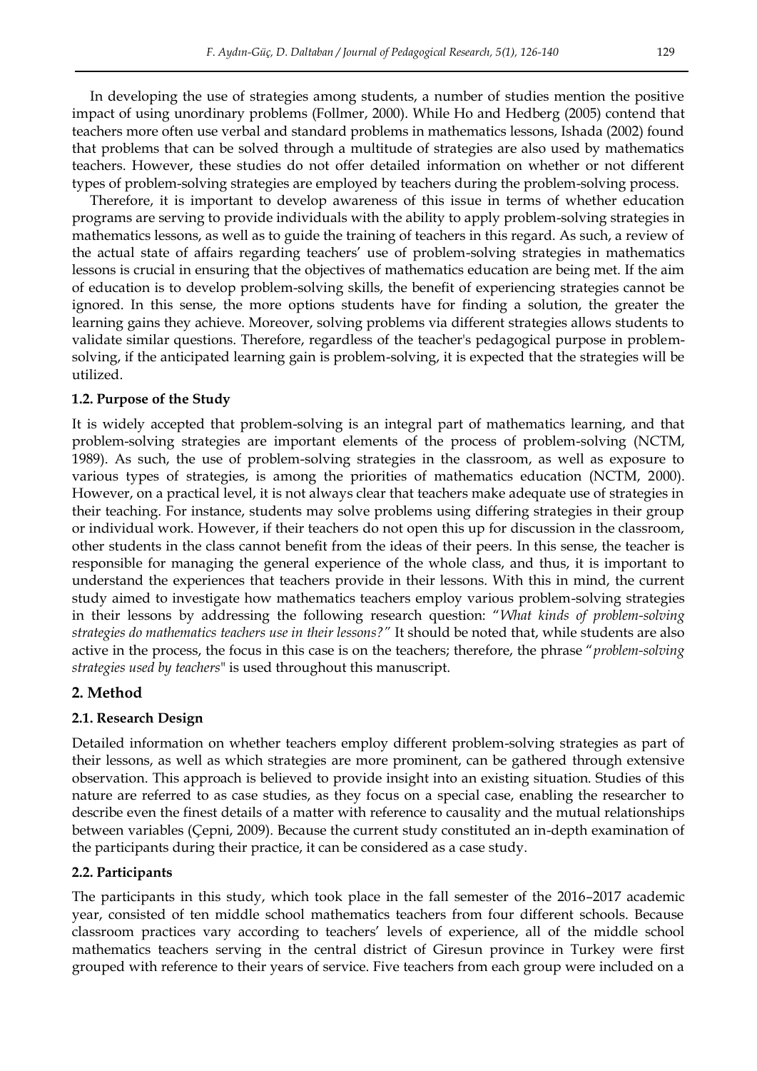In developing the use of strategies among students, a number of studies mention the positive impact of using unordinary problems (Follmer, 2000). While Ho and Hedberg (2005) contend that teachers more often use verbal and standard problems in mathematics lessons, Ishada (2002) found that problems that can be solved through a multitude of strategies are also used by mathematics teachers. However, these studies do not offer detailed information on whether or not different types of problem-solving strategies are employed by teachers during the problem-solving process.

Therefore, it is important to develop awareness of this issue in terms of whether education programs are serving to provide individuals with the ability to apply problem-solving strategies in mathematics lessons, as well as to guide the training of teachers in this regard. As such, a review of the actual state of affairs regarding teachers' use of problem-solving strategies in mathematics lessons is crucial in ensuring that the objectives of mathematics education are being met. If the aim of education is to develop problem-solving skills, the benefit of experiencing strategies cannot be ignored. In this sense, the more options students have for finding a solution, the greater the learning gains they achieve. Moreover, solving problems via different strategies allows students to validate similar questions. Therefore, regardless of the teacher's pedagogical purpose in problem-solving, if the anticipated learning gain is problem-solving, it is expected that the strategies will be utilized.

### 1.2. Purpose of the Study

It is widely accepted that problem-solving is an integral part of mathematics learning, and that problem-solving strategies are important elements of the process of problem-solving (NCTM, 1989). As such, the use of problem-solving strategies in the classroom, as well as exposure to various types of strategies, is among the priorities of mathematics education (NCTM, 2000). However, on a practical level, it is not always clear that teachers make adequate use of strategies in their teaching. For instance, students may solve problems using differing strategies in their group or individual work. However, if their teachers do not open this up for discussion in the classroom, other students in the class cannot benefit from the ideas of their peers. In this sense, the teacher is responsible for managing the general experience of the whole class, and thus, it is important to understand the experiences that teachers provide in their lessons. With this in mind, the current study aimed to investigate how mathematics teachers employ various problem-solving strategies in their lessons by addressing the following research question: "*What kinds of problem-solving strategies do mathematics teachers use in their lessons?*" It should be noted that, while students are also active in the process, the focus in this case is on the teachers; therefore, the phrase "*problem-solving strategies used by teachers*" is used throughout this manuscript.

## 2. Method

### 2.1. Research Design

Detailed information on whether teachers employ different problem-solving strategies as part of their lessons, as well as which strategies are more prominent, can be gathered through extensive observation. This approach is believed to provide insight into an existing situation. Studies of this nature are referred to as case studies, as they focus on a special case, enabling the researcher to describe even the finest details of a matter with reference to causality and the mutual relationships between variables (Çepni, 2009). Because the current study constituted an in-depth examination of the participants during their practice, it can be considered as a case study.

### 2.2. Participants

The participants in this study, which took place in the fall semester of the 2016–2017 academic year, consisted of ten middle school mathematics teachers from four different schools. Because classroom practices vary according to teachers' levels of experience, all of the middle school mathematics teachers serving in the central district of Giresun province in Turkey were first grouped with reference to their years of service. Five teachers from each group were included on a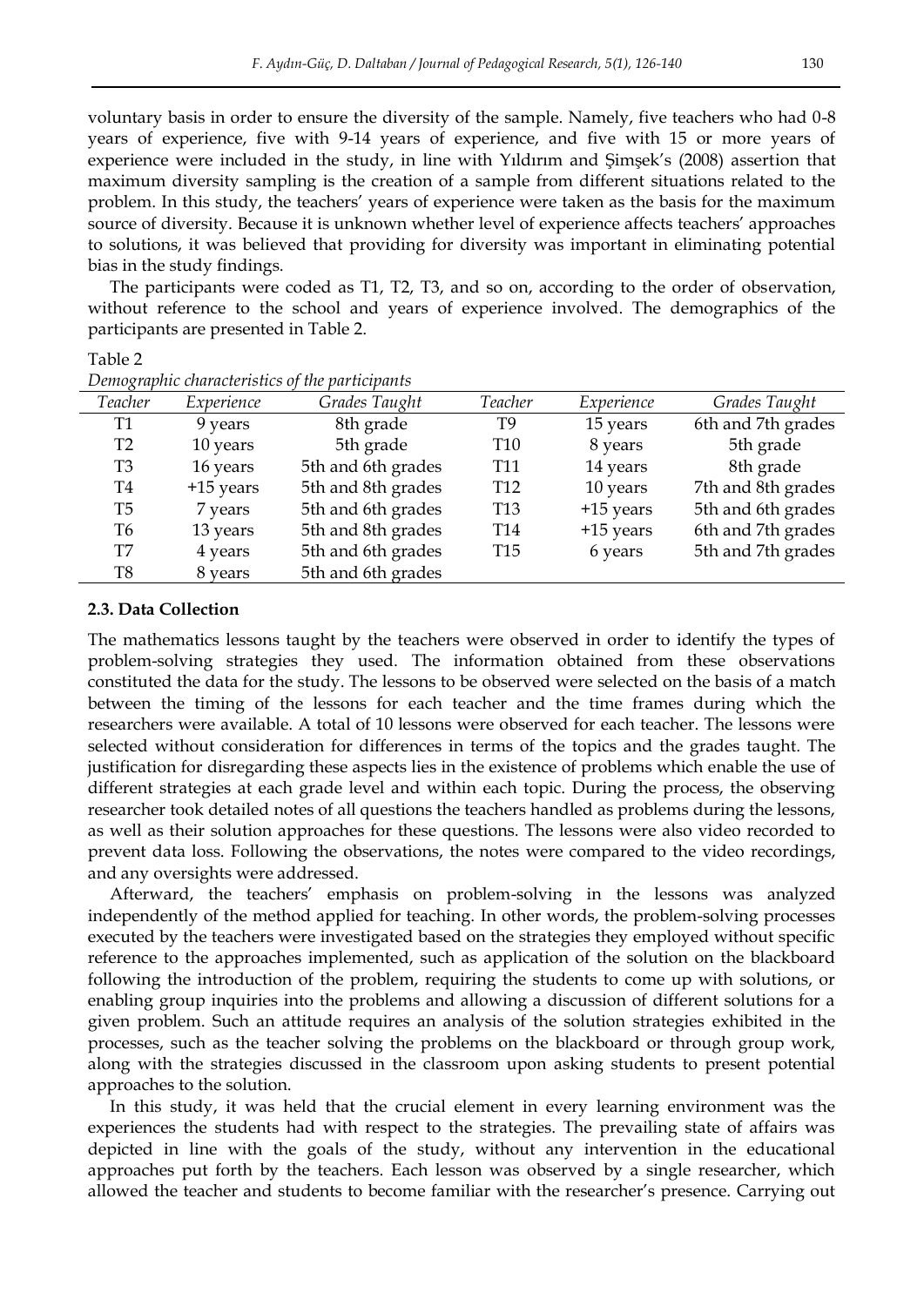voluntary basis in order to ensure the diversity of the sample. Namely, five teachers who had 0-8 years of experience, five with 9-14 years of experience, and five with 15 or more years of experience were included in the study, in line with Yıldırım and Şimşek's (2008) assertion that maximum diversity sampling is the creation of a sample from different situations related to the problem. In this study, the teachers' years of experience were taken as the basis for the maximum source of diversity. Because it is unknown whether level of experience affects teachers' approaches to solutions, it was believed that providing for diversity was important in eliminating potential bias in the study findings.

The participants were coded as T1, T2, T3, and so on, according to the order of observation, without reference to the school and years of experience involved. The demographics of the participants are presented in Table 2.

Table 2
*Demographic characteristics of the participants*

| *Teacher* | *Experience* | *Grades Taught* | *Teacher* | *Experience* | *Grades Taught* |
|---|---|---|---|---|---|
| T1 | 9 years | 8th grade | T9 | 15 years | 6th and 7th grades |
| T2 | 10 years | 5th grade | T10 | 8 years | 5th grade |
| T3 | 16 years | 5th and 6th grades | T11 | 14 years | 8th grade |
| T4 | +15 years | 5th and 8th grades | T12 | 10 years | 7th and 8th grades |
| T5 | 7 years | 5th and 6th grades | T13 | +15 years | 5th and 6th grades |
| T6 | 13 years | 5th and 8th grades | T14 | +15 years | 6th and 7th grades |
| T7 | 4 years | 5th and 6th grades | T15 | 6 years | 5th and 7th grades |
| T8 | 8 years | 5th and 6th grades | | | |

### 2.3. Data Collection

The mathematics lessons taught by the teachers were observed in order to identify the types of problem-solving strategies they used. The information obtained from these observations constituted the data for the study. The lessons to be observed were selected on the basis of a match between the timing of the lessons for each teacher and the time frames during which the researchers were available. A total of 10 lessons were observed for each teacher. The lessons were selected without consideration for differences in terms of the topics and the grades taught. The justification for disregarding these aspects lies in the existence of problems which enable the use of different strategies at each grade level and within each topic. During the process, the observing researcher took detailed notes of all questions the teachers handled as problems during the lessons, as well as their solution approaches for these questions. The lessons were also video recorded to prevent data loss. Following the observations, the notes were compared to the video recordings, and any oversights were addressed.

Afterward, the teachers' emphasis on problem-solving in the lessons was analyzed independently of the method applied for teaching. In other words, the problem-solving processes executed by the teachers were investigated based on the strategies they employed without specific reference to the approaches implemented, such as application of the solution on the blackboard following the introduction of the problem, requiring the students to come up with solutions, or enabling group inquiries into the problems and allowing a discussion of different solutions for a given problem. Such an attitude requires an analysis of the solution strategies exhibited in the processes, such as the teacher solving the problems on the blackboard or through group work, along with the strategies discussed in the classroom upon asking students to present potential approaches to the solution.

In this study, it was held that the crucial element in every learning environment was the experiences the students had with respect to the strategies. The prevailing state of affairs was depicted in line with the goals of the study, without any intervention in the educational approaches put forth by the teachers. Each lesson was observed by a single researcher, which allowed the teacher and students to become familiar with the researcher's presence. Carrying out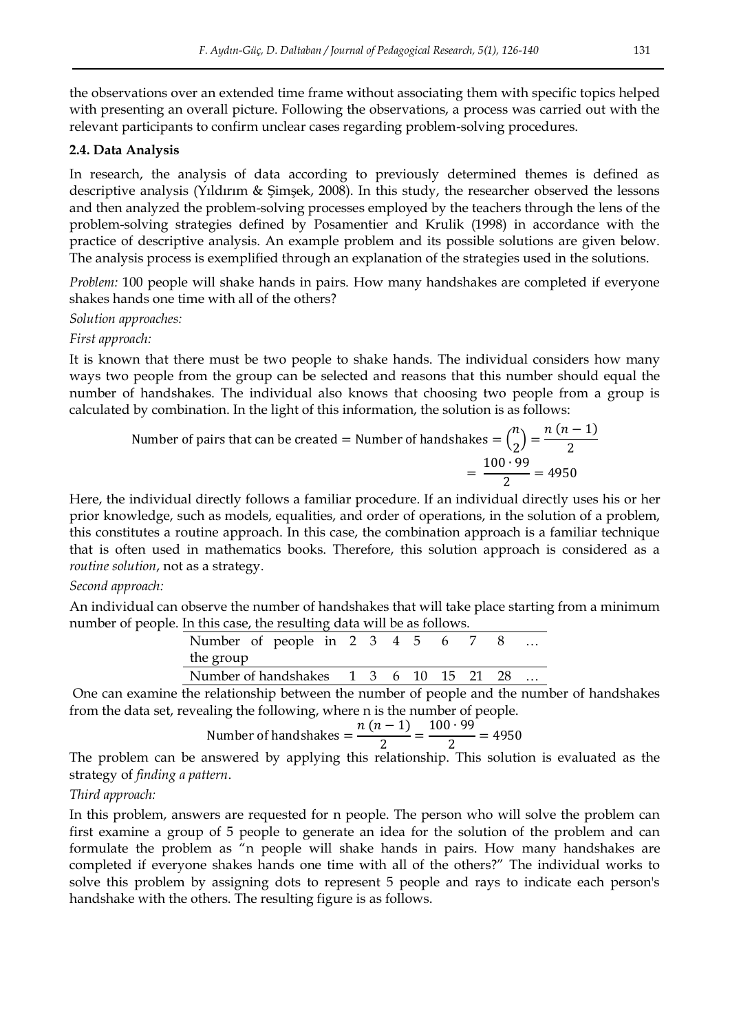the observations over an extended time frame without associating them with specific topics helped with presenting an overall picture. Following the observations, a process was carried out with the relevant participants to confirm unclear cases regarding problem-solving procedures.

### 2.4. Data Analysis

In research, the analysis of data according to previously determined themes is defined as descriptive analysis (Yıldırım & Şimşek, 2008). In this study, the researcher observed the lessons and then analyzed the problem-solving processes employed by the teachers through the lens of the problem-solving strategies defined by Posamentier and Krulik (1998) in accordance with the practice of descriptive analysis. An example problem and its possible solutions are given below. The analysis process is exemplified through an explanation of the strategies used in the solutions.

*Problem:* 100 people will shake hands in pairs. How many handshakes are completed if everyone shakes hands one time with all of the others?

*Solution approaches:*

*First approach:*

It is known that there must be two people to shake hands. The individual considers how many ways two people from the group can be selected and reasons that this number should equal the number of handshakes. The individual also knows that choosing two people from a group is calculated by combination. In the light of this information, the solution is as follows:

$$\text{Number of pairs that can be created} = \text{Number of handshakes} = \binom{n}{2} = \frac{n\,(n-1)}{2} = \frac{100 \cdot 99}{2} = 4950$$

Here, the individual directly follows a familiar procedure. If an individual directly uses his or her prior knowledge, such as models, equalities, and order of operations, in the solution of a problem, this constitutes a routine approach. In this case, the combination approach is a familiar technique that is often used in mathematics books. Therefore, this solution approach is considered as a *routine solution*, not as a strategy.

*Second approach:*

An individual can observe the number of handshakes that will take place starting from a minimum number of people. In this case, the resulting data will be as follows.

| Number of people in the group | 2 | 3 | 4 | 5 | 6 | 7 | 8 | … |
|---|---|---|---|---|---|---|---|---|
| Number of handshakes | 1 | 3 | 6 | 10 | 15 | 21 | 28 | … |

One can examine the relationship between the number of people and the number of handshakes from the data set, revealing the following, where n is the number of people.

$$\text{Number of handshakes} = \frac{n\,(n-1)}{2} = \frac{100 \cdot 99}{2} = 4950$$

The problem can be answered by applying this relationship. This solution is evaluated as the strategy of *finding a pattern*.

*Third approach:*

In this problem, answers are requested for n people. The person who will solve the problem can first examine a group of 5 people to generate an idea for the solution of the problem and can formulate the problem as "n people will shake hands in pairs. How many handshakes are completed if everyone shakes hands one time with all of the others?" The individual works to solve this problem by assigning dots to represent 5 people and rays to indicate each person's handshake with the others. The resulting figure is as follows.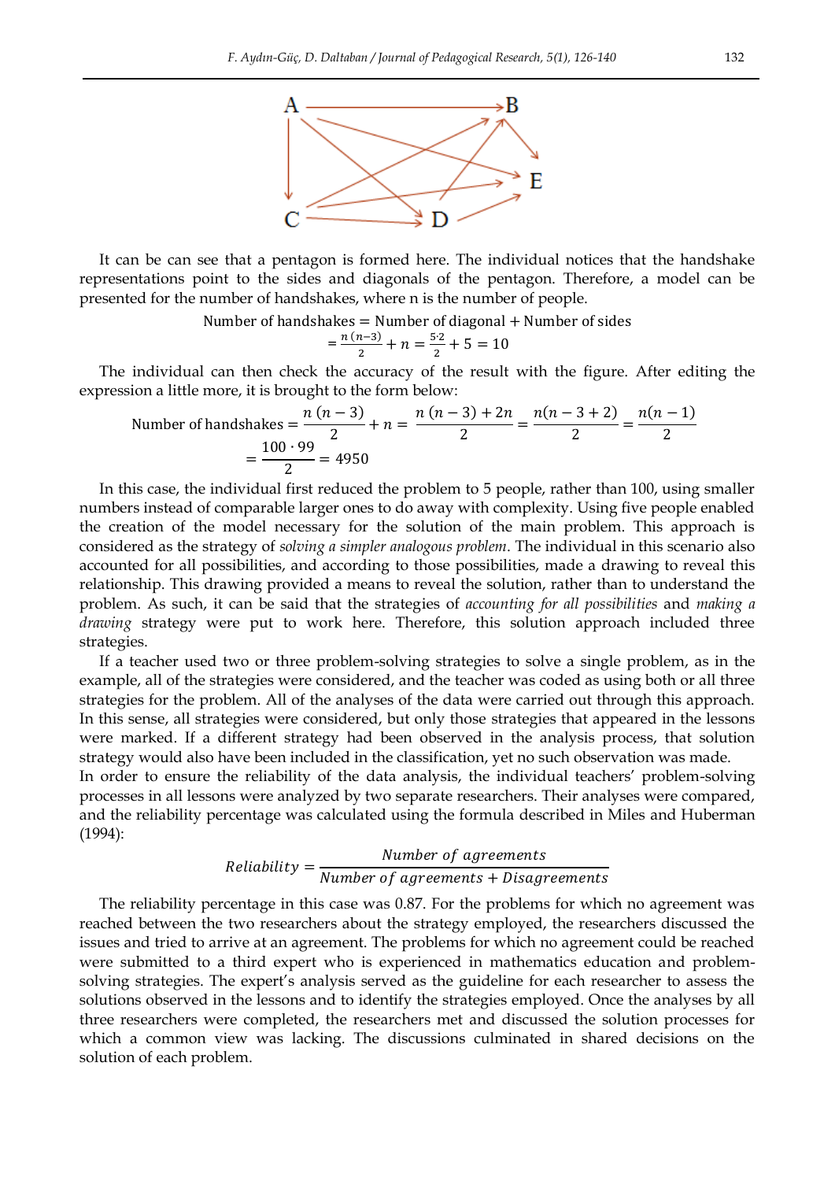It can be can see that a pentagon is formed here. The individual notices that the handshake representations point to the sides and diagonals of the pentagon. Therefore, a model can be presented for the number of handshakes, where n is the number of people.

$$\text{Number of handshakes} = \text{Number of diagonal} + \text{Number of sides}$$
$$= \frac{n\,(n-3)}{2} + n = \frac{5 \cdot 2}{2} + 5 = 10$$

The individual can then check the accuracy of the result with the figure. After editing the expression a little more, it is brought to the form below:

$$\text{Number of handshakes} = \frac{n\,(n-3)}{2} + n = \frac{n\,(n-3) + 2n}{2} = \frac{n(n-3+2)}{2} = \frac{n(n-1)}{2}$$
$$= \frac{100 \cdot 99}{2} = 4950$$

In this case, the individual first reduced the problem to 5 people, rather than 100, using smaller numbers instead of comparable larger ones to do away with complexity. Using five people enabled the creation of the model necessary for the solution of the main problem. This approach is considered as the strategy of *solving a simpler analogous problem*. The individual in this scenario also accounted for all possibilities, and according to those possibilities, made a drawing to reveal this relationship. This drawing provided a means to reveal the solution, rather than to understand the problem. As such, it can be said that the strategies of *accounting for all possibilities* and *making a drawing* strategy were put to work here. Therefore, this solution approach included three strategies.

If a teacher used two or three problem-solving strategies to solve a single problem, as in the example, all of the strategies were considered, and the teacher was coded as using both or all three strategies for the problem. All of the analyses of the data were carried out through this approach. In this sense, all strategies were considered, but only those strategies that appeared in the lessons were marked. If a different strategy had been observed in the analysis process, that solution strategy would also have been included in the classification, yet no such observation was made.

In order to ensure the reliability of the data analysis, the individual teachers' problem-solving processes in all lessons were analyzed by two separate researchers. Their analyses were compared, and the reliability percentage was calculated using the formula described in Miles and Huberman (1994):

$$Reliability = \frac{Number\ of\ agreements}{Number\ of\ agreements + Disagreements}$$

The reliability percentage in this case was 0.87. For the problems for which no agreement was reached between the two researchers about the strategy employed, the researchers discussed the issues and tried to arrive at an agreement. The problems for which no agreement could be reached were submitted to a third expert who is experienced in mathematics education and problem-solving strategies. The expert's analysis served as the guideline for each researcher to assess the solutions observed in the lessons and to identify the strategies employed. Once the analyses by all three researchers were completed, the researchers met and discussed the solution processes for which a common view was lacking. The discussions culminated in shared decisions on the solution of each problem.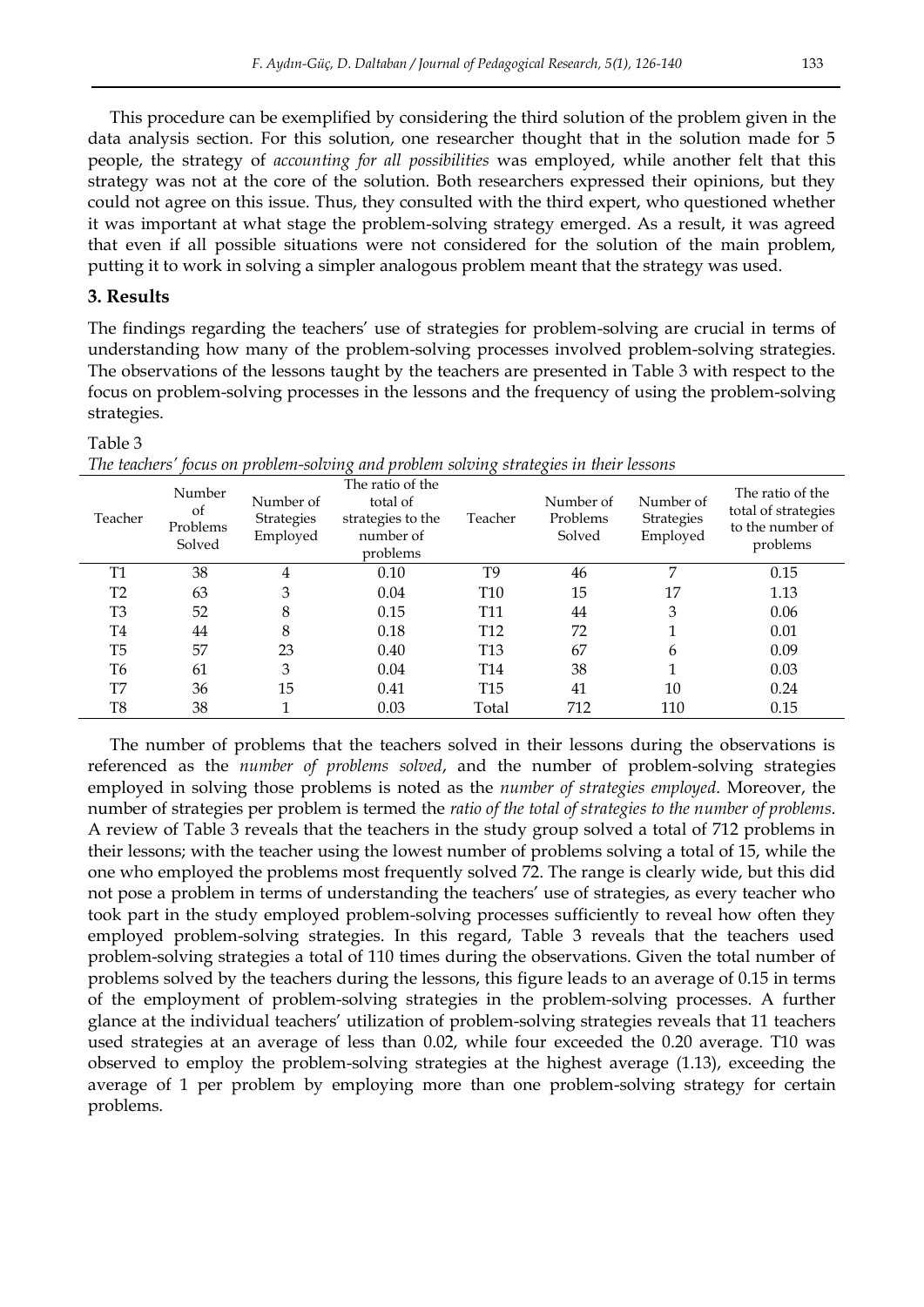This procedure can be exemplified by considering the third solution of the problem given in the data analysis section. For this solution, one researcher thought that in the solution made for 5 people, the strategy of *accounting for all possibilities* was employed, while another felt that this strategy was not at the core of the solution. Both researchers expressed their opinions, but they could not agree on this issue. Thus, they consulted with the third expert, who questioned whether it was important at what stage the problem-solving strategy emerged. As a result, it was agreed that even if all possible situations were not considered for the solution of the main problem, putting it to work in solving a simpler analogous problem meant that the strategy was used.

## 3. Results

The findings regarding the teachers' use of strategies for problem-solving are crucial in terms of understanding how many of the problem-solving processes involved problem-solving strategies. The observations of the lessons taught by the teachers are presented in Table 3 with respect to the focus on problem-solving processes in the lessons and the frequency of using the problem-solving strategies.

Table 3

*The teachers' focus on problem-solving and problem solving strategies in their lessons*

| Teacher | Number of Problems Solved | Number of Strategies Employed | The ratio of the total of strategies to the number of problems | Teacher | Number of Problems Solved | Number of Strategies Employed | The ratio of the total of strategies to the number of problems |
|---|---|---|---|---|---|---|---|
| T1 | 38 | 4 | 0.10 | T9 | 46 | 7 | 0.15 |
| T2 | 63 | 3 | 0.04 | T10 | 15 | 17 | 1.13 |
| T3 | 52 | 8 | 0.15 | T11 | 44 | 3 | 0.06 |
| T4 | 44 | 8 | 0.18 | T12 | 72 | 1 | 0.01 |
| T5 | 57 | 23 | 0.40 | T13 | 67 | 6 | 0.09 |
| T6 | 61 | 3 | 0.04 | T14 | 38 | 1 | 0.03 |
| T7 | 36 | 15 | 0.41 | T15 | 41 | 10 | 0.24 |
| T8 | 38 | 1 | 0.03 | Total | 712 | 110 | 0.15 |

The number of problems that the teachers solved in their lessons during the observations is referenced as the *number of problems solved*, and the number of problem-solving strategies employed in solving those problems is noted as the *number of strategies employed*. Moreover, the number of strategies per problem is termed the *ratio of the total of strategies to the number of problems*. A review of Table 3 reveals that the teachers in the study group solved a total of 712 problems in their lessons; with the teacher using the lowest number of problems solving a total of 15, while the one who employed the problems most frequently solved 72. The range is clearly wide, but this did not pose a problem in terms of understanding the teachers' use of strategies, as every teacher who took part in the study employed problem-solving processes sufficiently to reveal how often they employed problem-solving strategies. In this regard, Table 3 reveals that the teachers used problem-solving strategies a total of 110 times during the observations. Given the total number of problems solved by the teachers during the lessons, this figure leads to an average of 0.15 in terms of the employment of problem-solving strategies in the problem-solving processes. A further glance at the individual teachers' utilization of problem-solving strategies reveals that 11 teachers used strategies at an average of less than 0.02, while four exceeded the 0.20 average. T10 was observed to employ the problem-solving strategies at the highest average (1.13), exceeding the average of 1 per problem by employing more than one problem-solving strategy for certain problems.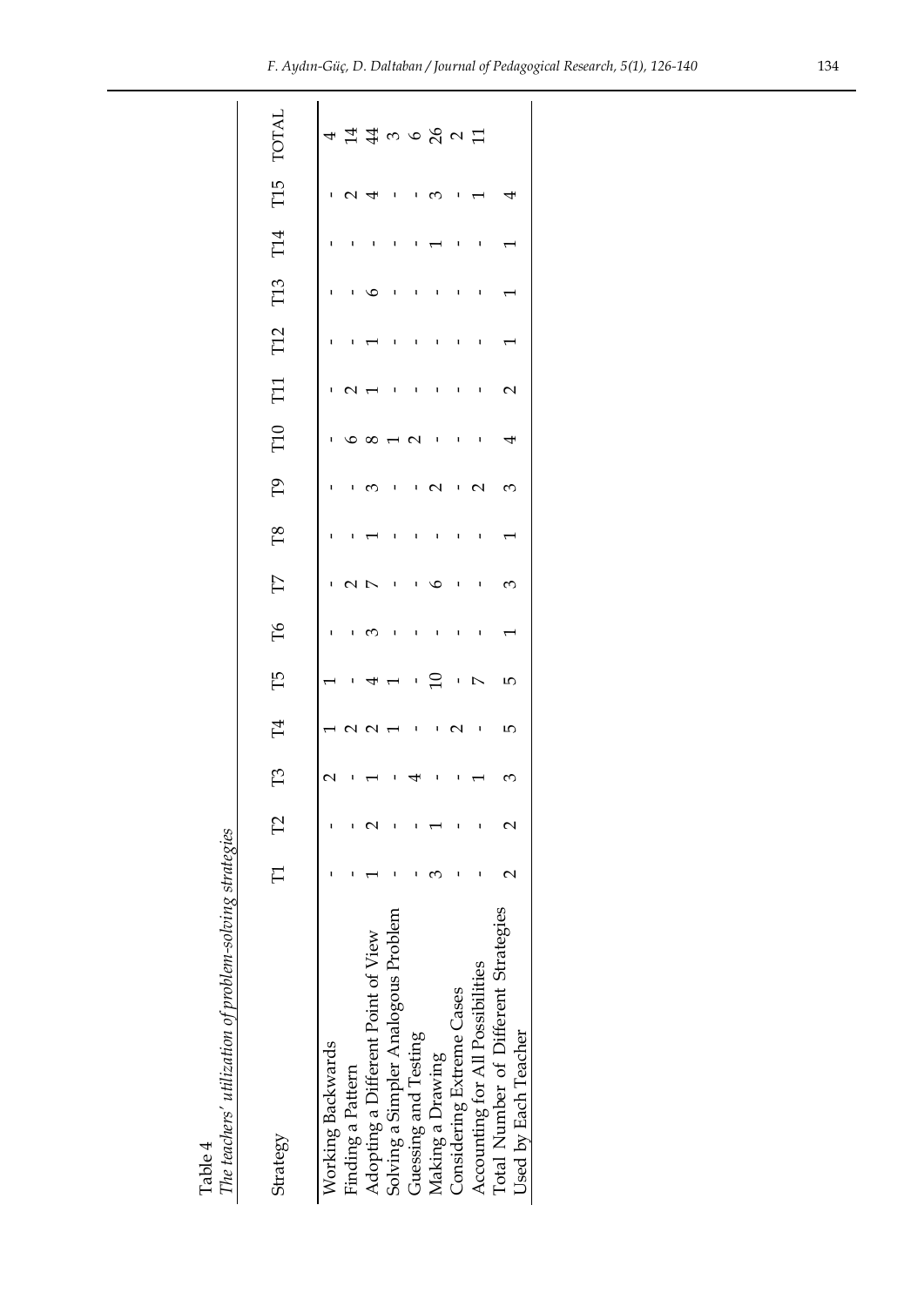Table 4
*The teachers' utilization of problem-solving strategies*

| Strategy | T1 | T2 | T3 | T4 | T5 | T6 | T7 | T8 | T9 | T10 | T11 | T12 | T13 | T14 | T15 | TOTAL |
|---|---|---|---|---|---|---|---|---|---|---|---|---|---|---|---|---|
| Working Backwards | - | - | 2 | 1 | 1 | - | - | - | - | - | - | - | - | - | - | 4 |
| Finding a Pattern | - | - | - | 2 | - | - | 2 | - | - | 6 | 2 | - | - | - | 2 | 14 |
| Adopting a Different Point of View | 1 | 2 | 1 | 2 | 4 | 3 | 7 | 1 | 3 | 8 | 1 | 1 | 6 | - | 4 | 44 |
| Solving a Simpler Analogous Problem | - | - | - | 1 | 1 | - | - | - | - | 1 | - | - | - | - | - | 3 |
| Guessing and Testing | - | - | 4 | - | - | - | - | - | - | 2 | - | - | - | - | - | 6 |
| Making a Drawing | 3 | 1 | - | - | 10 | - | 6 | - | 2 | - | - | - | - | 1 | 3 | 26 |
| Considering Extreme Cases | - | - | - | 2 | - | - | - | - | - | - | - | - | - | - | - | 2 |
| Accounting for All Possibilities | - | - | 1 | - | 7 | - | - | - | 2 | - | - | - | - | - | 1 | 11 |
| Total Number of Different Strategies Used by Each Teacher | 2 | 2 | 3 | 5 | 5 | 1 | 3 | 1 | 3 | 4 | 2 | 1 | 1 | 1 | 4 | |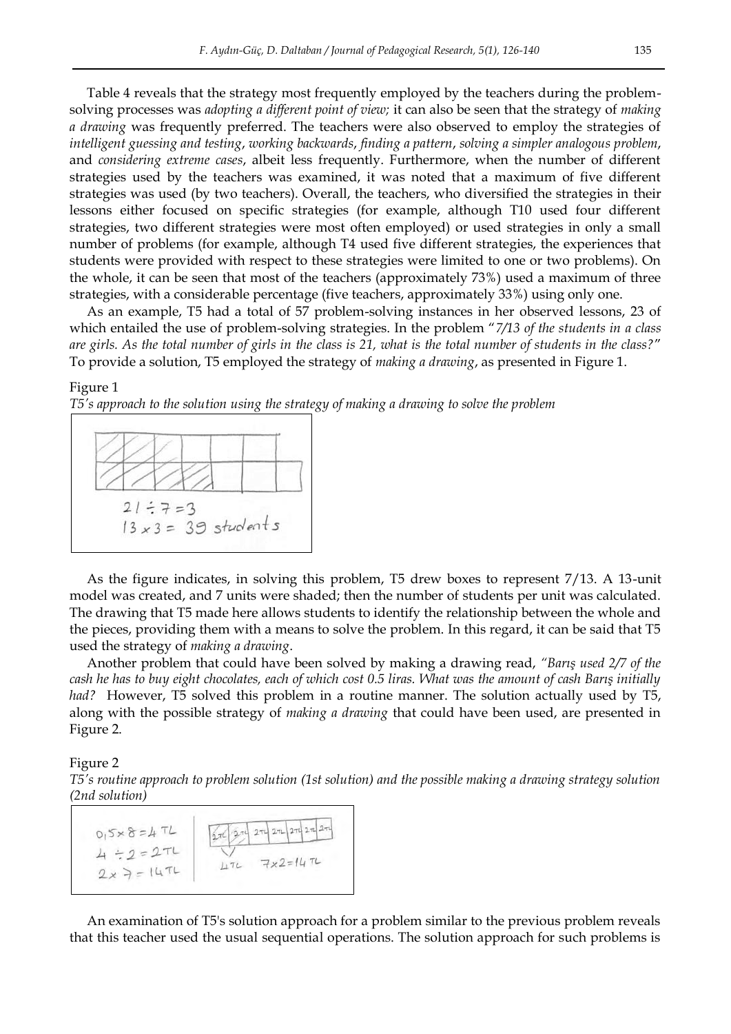Table 4 reveals that the strategy most frequently employed by the teachers during the problem-solving processes was *adopting a different point of view;* it can also be seen that the strategy of *making a drawing* was frequently preferred. The teachers were also observed to employ the strategies of *intelligent guessing and testing*, *working backwards*, *finding a pattern*, *solving a simpler analogous problem*, and *considering extreme cases*, albeit less frequently. Furthermore, when the number of different strategies used by the teachers was examined, it was noted that a maximum of five different strategies was used (by two teachers). Overall, the teachers, who diversified the strategies in their lessons either focused on specific strategies (for example, although T10 used four different strategies, two different strategies were most often employed) or used strategies in only a small number of problems (for example, although T4 used five different strategies, the experiences that students were provided with respect to these strategies were limited to one or two problems). On the whole, it can be seen that most of the teachers (approximately 73%) used a maximum of three strategies, with a considerable percentage (five teachers, approximately 33%) using only one.

As an example, T5 had a total of 57 problem-solving instances in her observed lessons, 23 of which entailed the use of problem-solving strategies. In the problem "*7/13 of the students in a class are girls. As the total number of girls in the class is 21, what is the total number of students in the class?*" To provide a solution, T5 employed the strategy of *making a drawing*, as presented in Figure 1.

Figure 1

*T5's approach to the solution using the strategy of making a drawing to solve the problem*

$21 \div 7 = 3$

$13 \times 3 = 39$ students

As the figure indicates, in solving this problem, T5 drew boxes to represent 7/13. A 13-unit model was created, and 7 units were shaded; then the number of students per unit was calculated. The drawing that T5 made here allows students to identify the relationship between the whole and the pieces, providing them with a means to solve the problem. In this regard, it can be said that T5 used the strategy of *making a drawing*.

Another problem that could have been solved by making a drawing read, *"Barış used 2/7 of the cash he has to buy eight chocolates, each of which cost 0.5 liras. What was the amount of cash Barış initially had?* However, T5 solved this problem in a routine manner. The solution actually used by T5, along with the possible strategy of *making a drawing* that could have been used, are presented in Figure 2.

Figure 2

*T5's routine approach to problem solution (1st solution) and the possible making a drawing strategy solution (2nd solution)*

| 1st solution | 2nd solution |
|---|---|
| $0,5 \times 8 = 4$ TL<br>$4 \div 2 = 2$ TL<br>$2 \times 7 = 14$ TL | 2TL 2TL 2TL 2TL 2TL 2TL 2TL<br>4TL $7 \times 2 = 14$ TL |

An examination of T5's solution approach for a problem similar to the previous problem reveals that this teacher used the usual sequential operations. The solution approach for such problems is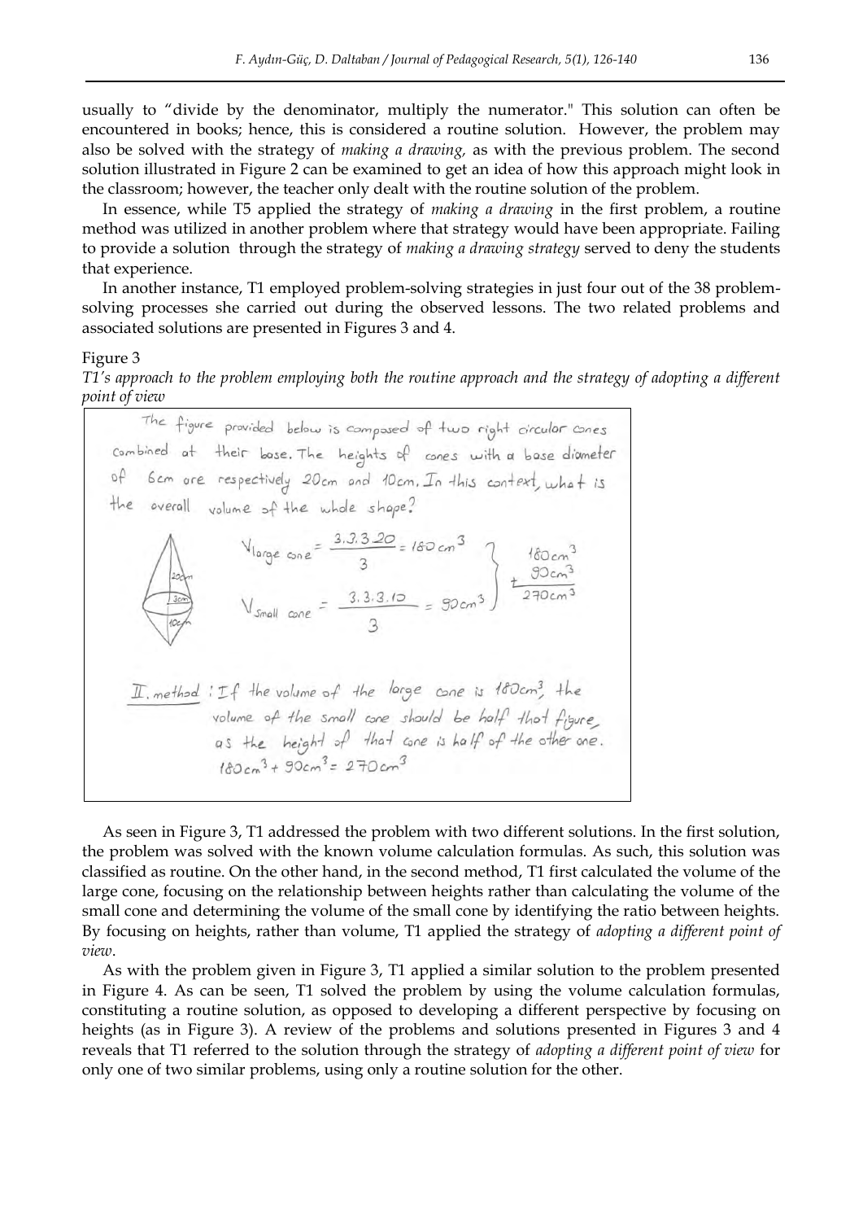usually to "divide by the denominator, multiply the numerator." This solution can often be encountered in books; hence, this is considered a routine solution. However, the problem may also be solved with the strategy of *making a drawing,* as with the previous problem. The second solution illustrated in Figure 2 can be examined to get an idea of how this approach might look in the classroom; however, the teacher only dealt with the routine solution of the problem.

In essence, while T5 applied the strategy of *making a drawing* in the first problem, a routine method was utilized in another problem where that strategy would have been appropriate. Failing to provide a solution through the strategy of *making a drawing strategy* served to deny the students that experience.

In another instance, T1 employed problem-solving strategies in just four out of the 38 problem-solving processes she carried out during the observed lessons. The two related problems and associated solutions are presented in Figures 3 and 4.

Figure 3

*T1's approach to the problem employing both the routine approach and the strategy of adopting a different point of view*

The figure provided below is composed of two right circular cones combined at their base. The heights of cones with a base diameter of 6cm are respectively 20cm and 10cm. In this context, what is the overall volume of the whole shape?

$$V_{large\ cone} = \frac{3.3.3.20}{3} = 180\ cm^3$$

$$V_{small\ cone} = \frac{3.3.3.10}{3} = 90\ cm^3$$

$$180\ cm^3 + 90\ cm^3 = 270\ cm^3$$

II. method: If the volume of the large cone is $180cm^3$, the volume of the small cone should be half that figure, as the height of that cone is half of the other one.
$180cm^3 + 90cm^3 = 270cm^3$

As seen in Figure 3, T1 addressed the problem with two different solutions. In the first solution, the problem was solved with the known volume calculation formulas. As such, this solution was classified as routine. On the other hand, in the second method, T1 first calculated the volume of the large cone, focusing on the relationship between heights rather than calculating the volume of the small cone and determining the volume of the small cone by identifying the ratio between heights. By focusing on heights, rather than volume, T1 applied the strategy of *adopting a different point of view*.

As with the problem given in Figure 3, T1 applied a similar solution to the problem presented in Figure 4. As can be seen, T1 solved the problem by using the volume calculation formulas, constituting a routine solution, as opposed to developing a different perspective by focusing on heights (as in Figure 3). A review of the problems and solutions presented in Figures 3 and 4 reveals that T1 referred to the solution through the strategy of *adopting a different point of view* for only one of two similar problems, using only a routine solution for the other.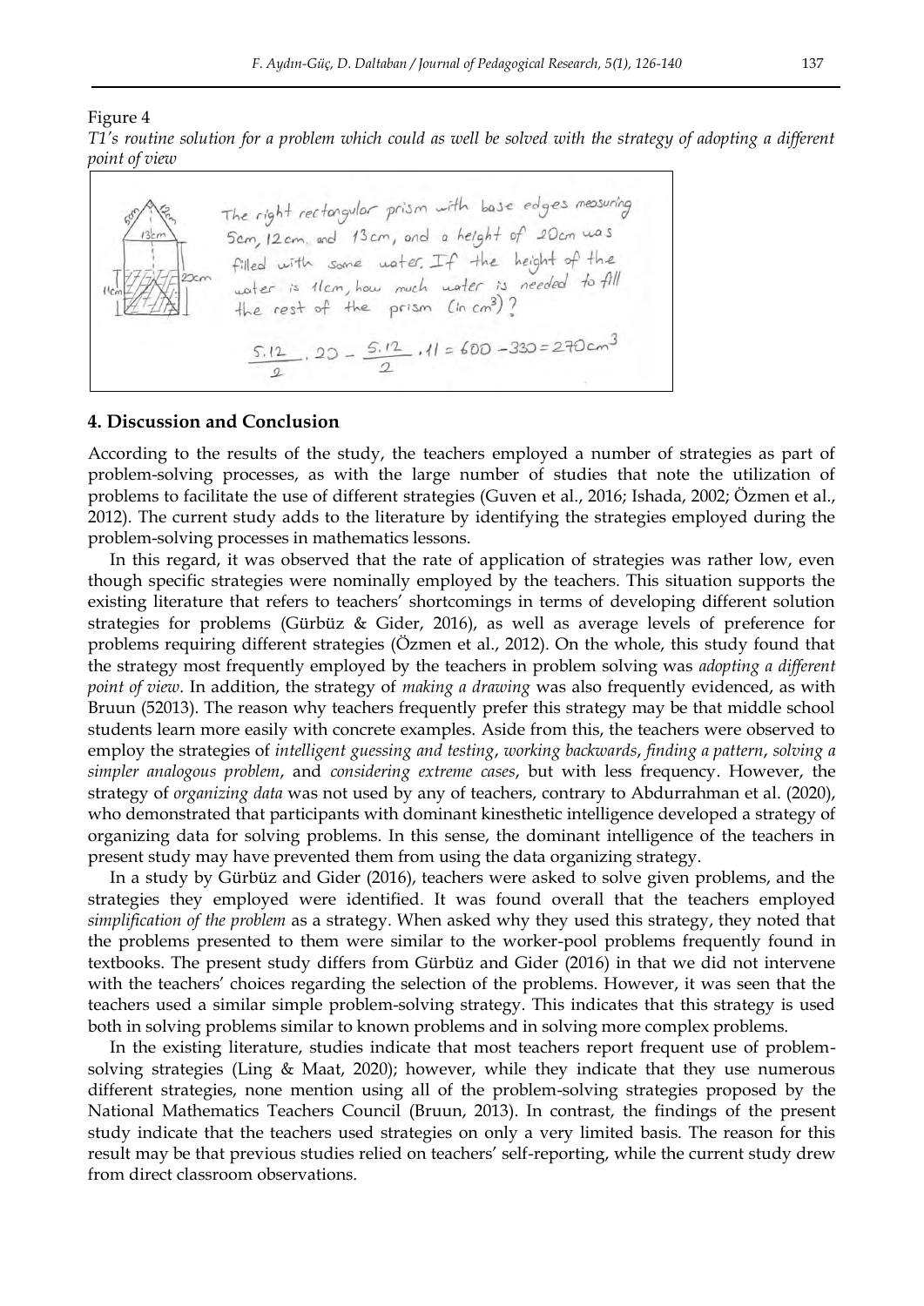Figure 4

*T1's routine solution for a problem which could as well be solved with the strategy of adopting a different point of view*

The right rectangular prism with base edges measuring 5cm, 12cm, and 13cm, and a height of 20cm was filled with some water. If the height of the water is 11cm, how much water is needed to fill the rest of the prism (in $cm^3$)?

$$\frac{5.12}{2} \cdot 20 - \frac{5.12}{2} \cdot 11 = 600 - 330 = 270 cm^3$$

## 4. Discussion and Conclusion

According to the results of the study, the teachers employed a number of strategies as part of problem-solving processes, as with the large number of studies that note the utilization of problems to facilitate the use of different strategies (Guven et al., 2016; Ishada, 2002; Özmen et al., 2012). The current study adds to the literature by identifying the strategies employed during the problem-solving processes in mathematics lessons.

In this regard, it was observed that the rate of application of strategies was rather low, even though specific strategies were nominally employed by the teachers. This situation supports the existing literature that refers to teachers' shortcomings in terms of developing different solution strategies for problems (Gürbüz & Gider, 2016), as well as average levels of preference for problems requiring different strategies (Özmen et al., 2012). On the whole, this study found that the strategy most frequently employed by the teachers in problem solving was *adopting a different point of view*. In addition, the strategy of *making a drawing* was also frequently evidenced, as with Bruun (52013). The reason why teachers frequently prefer this strategy may be that middle school students learn more easily with concrete examples. Aside from this, the teachers were observed to employ the strategies of *intelligent guessing and testing*, *working backwards*, *finding a pattern*, *solving a simpler analogous problem*, and *considering extreme cases*, but with less frequency. However, the strategy of *organizing data* was not used by any of teachers, contrary to Abdurrahman et al. (2020), who demonstrated that participants with dominant kinesthetic intelligence developed a strategy of organizing data for solving problems. In this sense, the dominant intelligence of the teachers in present study may have prevented them from using the data organizing strategy.

In a study by Gürbüz and Gider (2016), teachers were asked to solve given problems, and the strategies they employed were identified. It was found overall that the teachers employed *simplification of the problem* as a strategy. When asked why they used this strategy, they noted that the problems presented to them were similar to the worker-pool problems frequently found in textbooks. The present study differs from Gürbüz and Gider (2016) in that we did not intervene with the teachers' choices regarding the selection of the problems. However, it was seen that the teachers used a similar simple problem-solving strategy. This indicates that this strategy is used both in solving problems similar to known problems and in solving more complex problems.

In the existing literature, studies indicate that most teachers report frequent use of problem-solving strategies (Ling & Maat, 2020); however, while they indicate that they use numerous different strategies, none mention using all of the problem-solving strategies proposed by the National Mathematics Teachers Council (Bruun, 2013). In contrast, the findings of the present study indicate that the teachers used strategies on only a very limited basis. The reason for this result may be that previous studies relied on teachers' self-reporting, while the current study drew from direct classroom observations.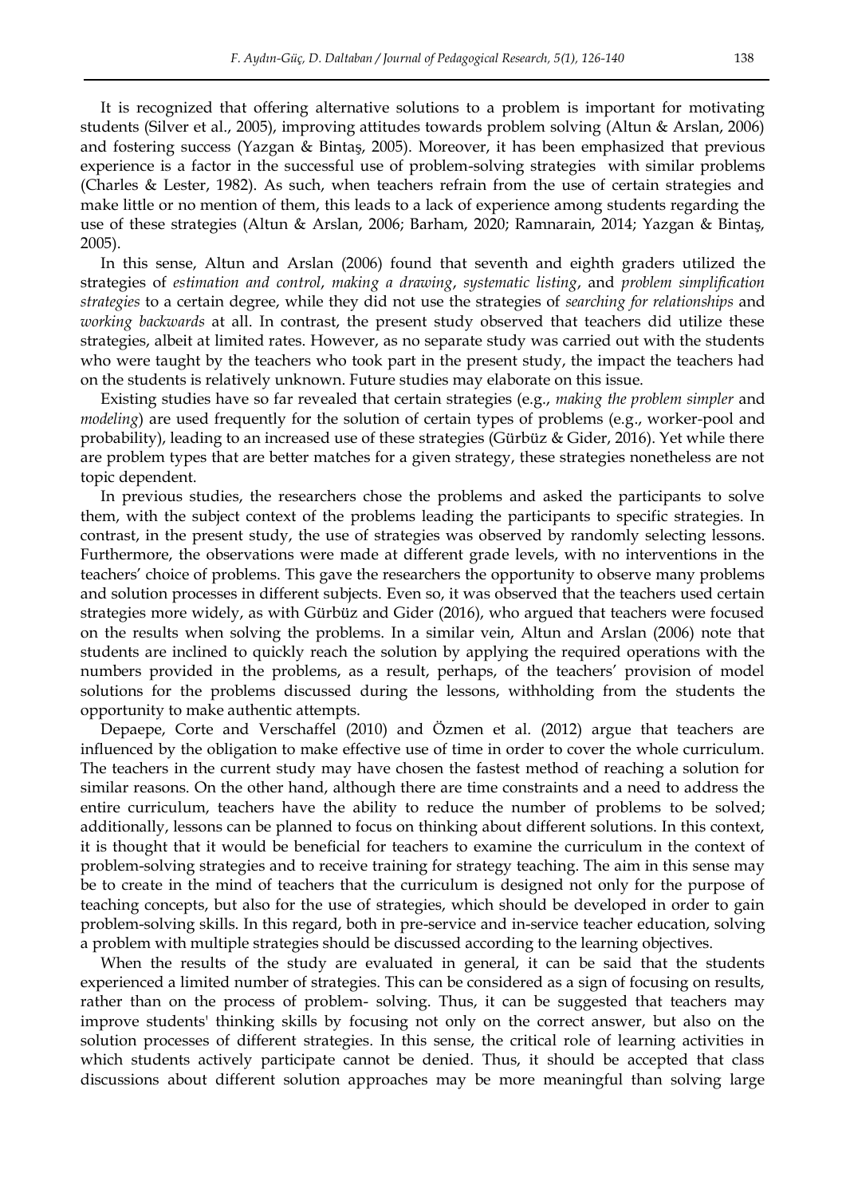It is recognized that offering alternative solutions to a problem is important for motivating students (Silver et al., 2005), improving attitudes towards problem solving (Altun & Arslan, 2006) and fostering success (Yazgan & Bintaş, 2005). Moreover, it has been emphasized that previous experience is a factor in the successful use of problem-solving strategies with similar problems (Charles & Lester, 1982). As such, when teachers refrain from the use of certain strategies and make little or no mention of them, this leads to a lack of experience among students regarding the use of these strategies (Altun & Arslan, 2006; Barham, 2020; Ramnarain, 2014; Yazgan & Bintaş, 2005).

In this sense, Altun and Arslan (2006) found that seventh and eighth graders utilized the strategies of *estimation and control*, *making a drawing*, *systematic listing*, and *problem simplification strategies* to a certain degree, while they did not use the strategies of *searching for relationships* and *working backwards* at all. In contrast, the present study observed that teachers did utilize these strategies, albeit at limited rates. However, as no separate study was carried out with the students who were taught by the teachers who took part in the present study, the impact the teachers had on the students is relatively unknown. Future studies may elaborate on this issue.

Existing studies have so far revealed that certain strategies (e.g., *making the problem simpler* and *modeling*) are used frequently for the solution of certain types of problems (e.g., worker-pool and probability), leading to an increased use of these strategies (Gürbüz & Gider, 2016). Yet while there are problem types that are better matches for a given strategy, these strategies nonetheless are not topic dependent.

In previous studies, the researchers chose the problems and asked the participants to solve them, with the subject context of the problems leading the participants to specific strategies. In contrast, in the present study, the use of strategies was observed by randomly selecting lessons. Furthermore, the observations were made at different grade levels, with no interventions in the teachers' choice of problems. This gave the researchers the opportunity to observe many problems and solution processes in different subjects. Even so, it was observed that the teachers used certain strategies more widely, as with Gürbüz and Gider (2016), who argued that teachers were focused on the results when solving the problems. In a similar vein, Altun and Arslan (2006) note that students are inclined to quickly reach the solution by applying the required operations with the numbers provided in the problems, as a result, perhaps, of the teachers' provision of model solutions for the problems discussed during the lessons, withholding from the students the opportunity to make authentic attempts.

Depaepe, Corte and Verschaffel (2010) and Özmen et al. (2012) argue that teachers are influenced by the obligation to make effective use of time in order to cover the whole curriculum. The teachers in the current study may have chosen the fastest method of reaching a solution for similar reasons. On the other hand, although there are time constraints and a need to address the entire curriculum, teachers have the ability to reduce the number of problems to be solved; additionally, lessons can be planned to focus on thinking about different solutions. In this context, it is thought that it would be beneficial for teachers to examine the curriculum in the context of problem-solving strategies and to receive training for strategy teaching. The aim in this sense may be to create in the mind of teachers that the curriculum is designed not only for the purpose of teaching concepts, but also for the use of strategies, which should be developed in order to gain problem-solving skills. In this regard, both in pre-service and in-service teacher education, solving a problem with multiple strategies should be discussed according to the learning objectives.

When the results of the study are evaluated in general, it can be said that the students experienced a limited number of strategies. This can be considered as a sign of focusing on results, rather than on the process of problem- solving. Thus, it can be suggested that teachers may improve students' thinking skills by focusing not only on the correct answer, but also on the solution processes of different strategies. In this sense, the critical role of learning activities in which students actively participate cannot be denied. Thus, it should be accepted that class discussions about different solution approaches may be more meaningful than solving large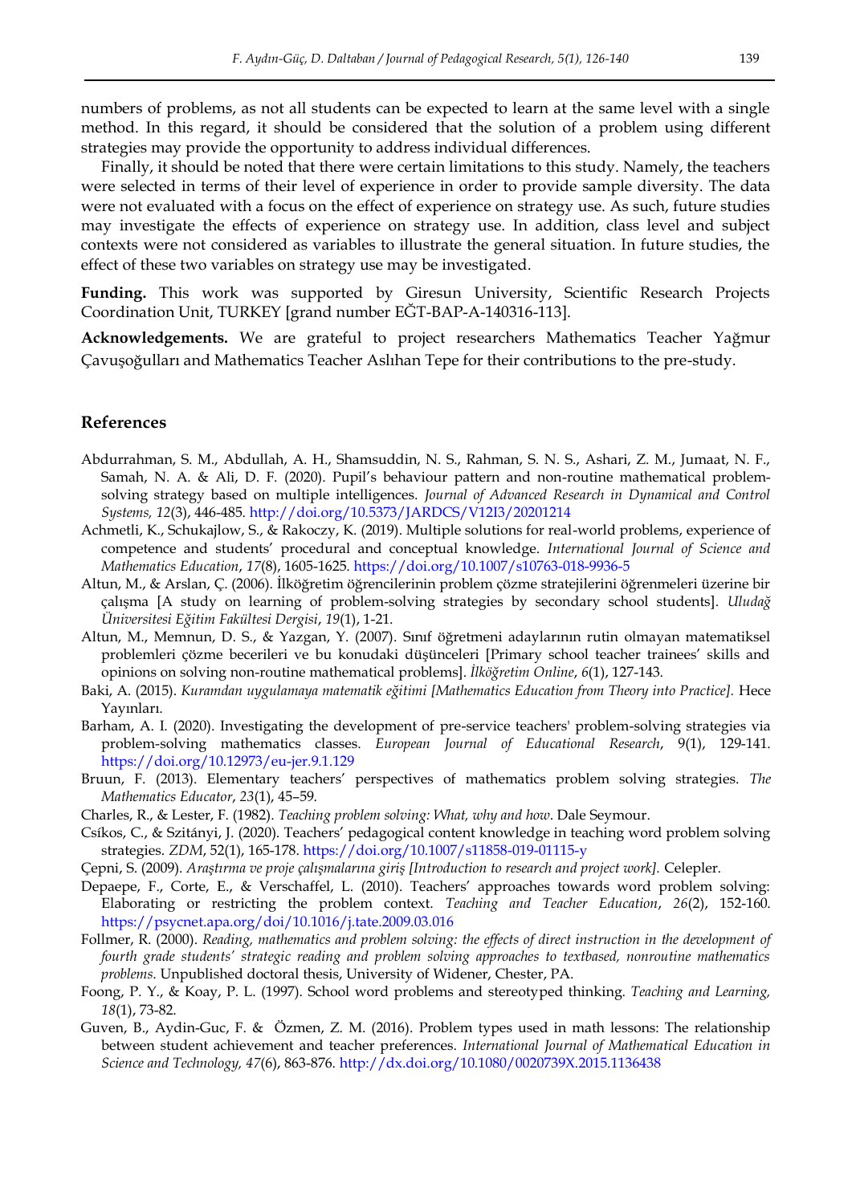numbers of problems, as not all students can be expected to learn at the same level with a single method. In this regard, it should be considered that the solution of a problem using different strategies may provide the opportunity to address individual differences.

Finally, it should be noted that there were certain limitations to this study. Namely, the teachers were selected in terms of their level of experience in order to provide sample diversity. The data were not evaluated with a focus on the effect of experience on strategy use. As such, future studies may investigate the effects of experience on strategy use. In addition, class level and subject contexts were not considered as variables to illustrate the general situation. In future studies, the effect of these two variables on strategy use may be investigated.

**Funding.** This work was supported by Giresun University, Scientific Research Projects Coordination Unit, TURKEY [grand number EĞT-BAP-A-140316-113].

**Acknowledgements.** We are grateful to project researchers Mathematics Teacher Yağmur Çavuşoğulları and Mathematics Teacher Aslıhan Tepe for their contributions to the pre-study.

## References

Abdurrahman, S. M., Abdullah, A. H., Shamsuddin, N. S., Rahman, S. N. S., Ashari, Z. M., Jumaat, N. F., Samah, N. A. & Ali, D. F. (2020). Pupil's behaviour pattern and non-routine mathematical problem-solving strategy based on multiple intelligences. *Journal of Advanced Research in Dynamical and Control Systems, 12*(3), 446-485. http://doi.org/10.5373/JARDCS/V12I3/20201214

Achmetli, K., Schukajlow, S., & Rakoczy, K. (2019). Multiple solutions for real-world problems, experience of competence and students' procedural and conceptual knowledge. *International Journal of Science and Mathematics Education*, *17*(8), 1605-1625. https://doi.org/10.1007/s10763-018-9936-5

Altun, M., & Arslan, Ç. (2006). İlköğretim öğrencilerinin problem çözme stratejilerini öğrenmeleri üzerine bir çalışma [A study on learning of problem-solving strategies by secondary school students]. *Uludağ Üniversitesi Eğitim Fakültesi Dergisi*, *19*(1), 1-21.

Altun, M., Memnun, D. S., & Yazgan, Y. (2007). Sınıf öğretmeni adaylarının rutin olmayan matematiksel problemleri çözme becerileri ve bu konudaki düşünceleri [Primary school teacher trainees' skills and opinions on solving non-routine mathematical problems]. *İlköğretim Online*, *6*(1), 127-143.

Baki, A. (2015). *Kuramdan uygulamaya matematik eğitimi [Mathematics Education from Theory into Practice].* Hece Yayınları.

Barham, A. I. (2020). Investigating the development of pre-service teachers' problem-solving strategies via problem-solving mathematics classes. *European Journal of Educational Research*, 9(1), 129-141. https://doi.org/10.12973/eu-jer.9.1.129

Bruun, F. (2013). Elementary teachers' perspectives of mathematics problem solving strategies. *The Mathematics Educator*, *23*(1), 45–59.

Charles, R., & Lester, F. (1982). *Teaching problem solving: What, why and how*. Dale Seymour.

Csíkos, C., & Szitányi, J. (2020). Teachers' pedagogical content knowledge in teaching word problem solving strategies. *ZDM*, 52(1), 165-178. https://doi.org/10.1007/s11858-019-01115-y

Çepni, S. (2009). *Araştırma ve proje çalışmalarına giriş [Introduction to research and project work].* Celepler.

Depaepe, F., Corte, E., & Verschaffel, L. (2010). Teachers' approaches towards word problem solving: Elaborating or restricting the problem context. *Teaching and Teacher Education*, *26*(2), 152-160. https://psycnet.apa.org/doi/10.1016/j.tate.2009.03.016

Follmer, R. (2000). *Reading, mathematics and problem solving: the effects of direct instruction in the development of fourth grade students' strategic reading and problem solving approaches to textbased, nonroutine mathematics problems*. Unpublished doctoral thesis, University of Widener, Chester, PA.

Foong, P. Y., & Koay, P. L. (1997). School word problems and stereotyped thinking. *Teaching and Learning, 18*(1), 73-82.

Guven, B., Aydin-Guc, F. & Özmen, Z. M. (2016). Problem types used in math lessons: The relationship between student achievement and teacher preferences. *International Journal of Mathematical Education in Science and Technology, 47*(6), 863-876. http://dx.doi.org/10.1080/0020739X.2015.1136438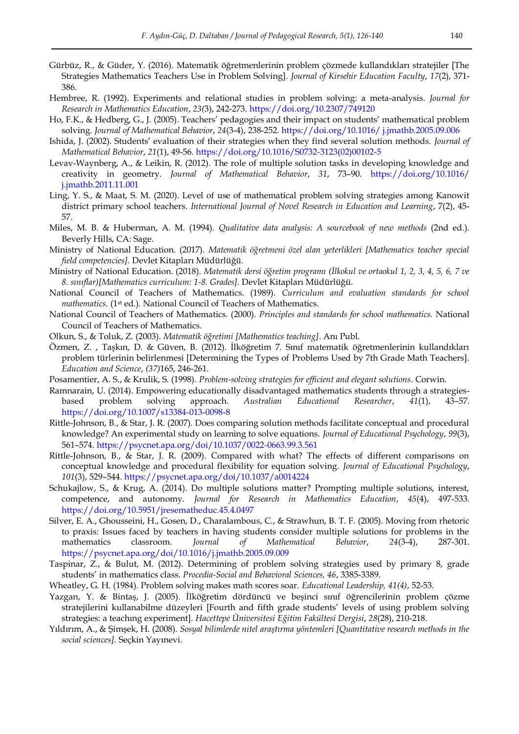Gürbüz, R., & Güder, Y. (2016). Matematik öğretmenlerinin problem çözmede kullandıkları stratejiler [The Strategies Mathematics Teachers Use in Problem Solving]. *Journal of Kirsehir Education Faculty*, *17*(2), 371-386.

Hembree, R. (1992). Experiments and relational studies in problem solving: a meta-analysis. *Journal for Research in Mathematics Education*, *23(*3), 242-273. https://doi.org/10.2307/749120

Ho, F.K., & Hedberg, G., J. (2005). Teachers' pedagogies and their impact on students' mathematical problem solving. *Journal of Mathematical Behavior*, *24*(3-4), 238-252. https://doi.org/10.1016/ j.jmathb.2005.09.006

Ishida, J. (2002). Students' evaluation of their strategies when they find several solution methods. *Journal of Mathematical Behavior*, *21*(1), 49-56. https://doi.org/10.1016/S0732-3123(02)00102-5

Levav-Waynberg, A., & Leikin, R. (2012). The role of multiple solution tasks in developing knowledge and creativity in geometry. *Journal of Mathematical Behavior*, *31*, 73–90. https://doi.org/10.1016/ j.jmathb.2011.11.001

Ling, Y. S., & Maat, S. M. (2020). Level of use of mathematical problem solving strategies among Kanowit district primary school teachers. *International Journal of Novel Research in Education and Learning*, 7(2), 45-57.

Miles, M. B. & Huberman, A. M. (1994). *Qualitative data analysis: A sourcebook of new methods* (2nd ed.). Beverly Hills, CA: Sage.

Ministry of National Education. (2017). *Matematik öğretmeni özel alan yeterlikleri [Mathematics teacher special field competencies]*. Devlet Kitapları Müdürlüğü.

Ministry of National Education. (2018). *Matematik dersi öğretim programı (İlkokul ve ortaokul 1, 2, 3, 4, 5, 6, 7 ve 8. sınıflar)[Mathematics curriculum: 1-8. Grades].* Devlet Kitapları Müdürlüğü.

National Council of Teachers of Mathematics. (1989). *Curriculum and evaluation standards for school mathematics.* (1st ed.). National Council of Teachers of Mathematics.

National Council of Teachers of Mathematics. (2000). *Principles and standards for school mathematics.* National Council of Teachers of Mathematics.

Olkun, S., & Toluk, Z. (2003). *Matematik öğretimi [Mathematics teaching]*. Anı Publ.

Özmen, Z. , Taşkın, D. & Güven, B. (2012). İlköğretim 7. Sınıf matematik öğretmenlerinin kullandıkları problem türlerinin belirlenmesi [Determining the Types of Problems Used by 7th Grade Math Teachers]. *Education and Science*, *(37)*165, 246-261.

Posamentier, A. S., & Krulik, S. (1998). *Problem-solving strategies for efficient and elegant solutions*. Corwin.

Ramnarain, U. (2014). Empowering educationally disadvantaged mathematics students through a strategies-based problem solving approach. *Australian Educational Researcher*, *41*(1), 43–57. https://doi.org/10.1007/s13384-013-0098-8

Rittle-Johnson, B., & Star, J. R. (2007). Does comparing solution methods facilitate conceptual and procedural knowledge? An experimental study on learning to solve equations. *Journal of Educational Psychology*, *99*(3), 561–574. https://psycnet.apa.org/doi/10.1037/0022-0663.99.3.561

Rittle-Johnson, B., & Star, J. R. (2009). Compared with what? The effects of different comparisons on conceptual knowledge and procedural flexibility for equation solving. *Journal of Educational Psychology*, *101*(3), 529–544. https://psycnet.apa.org/doi/10.1037/a0014224

Schukajlow, S., & Krug, A. (2014). Do multiple solutions matter? Prompting multiple solutions, interest, competence, and autonomy. *Journal for Research in Mathematics Education*, *45*(4), 497-533. https://doi.org/10.5951/jresematheduc.45.4.0497

Silver, E. A., Ghousseini, H., Gosen, D., Charalambous, C., & Strawhun, B. T. F. (2005). Moving from rhetoric to praxis: Issues faced by teachers in having students consider multiple solutions for problems in the mathematics classroom. *Journal of Mathematical Behavior*, *24*(3-4), 287-301. https://psycnet.apa.org/doi/10.1016/j.jmathb.2005.09.009

Taspinar, Z., & Bulut, M. (2012). Determining of problem solving strategies used by primary 8, grade students' in mathematics class. *Procedia-Social and Behavioral Sciences, 46*, 3385-3389.

Wheatley, G. H. (1984). Problem solving makes math scores soar. *Educational Leadership, 41(4)*, 52-53.

Yazgan, Y. & Bintaş, J. (2005). İlköğretim dördüncü ve beşinci sınıf öğrencilerinin problem çözme stratejilerini kullanabilme düzeyleri [Fourth and fifth grade students' levels of using problem solving strategies: a teachıng experiment]. *Hacettepe Üniversitesi Eğitim Fakültesi Dergisi*, *28*(28), 210-218.

Yıldırım, A., & Şimşek, H. (2008). *Sosyal bilimlerde nitel araştırma yöntemleri [Quantitative research methods in the social sciences].* Seçkin Yayınevi.